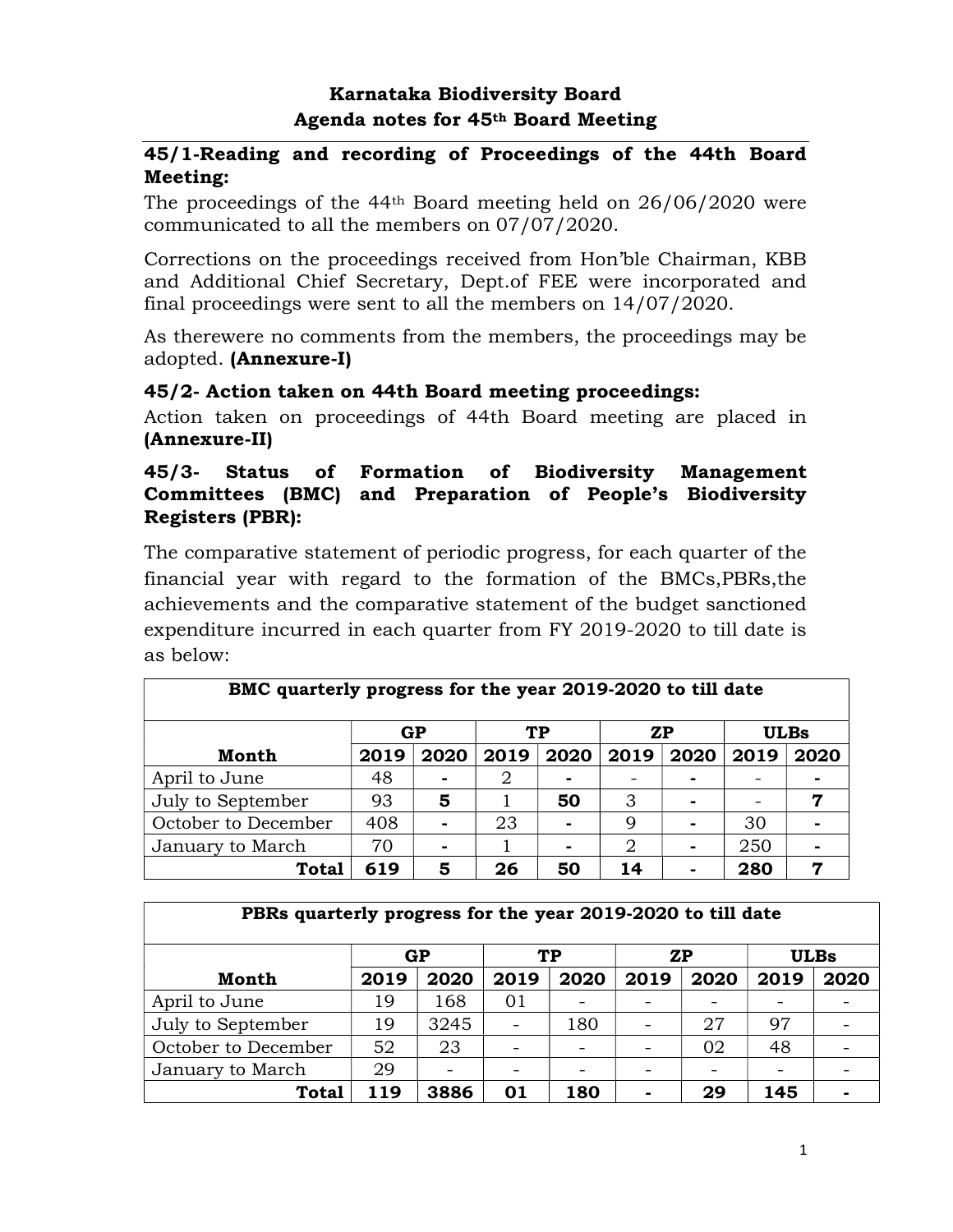# Karnataka Biodiversity Board
## Agenda notes for 45th Board Meeting

### 45/1-Reading and recording of Proceedings of the 44th Board Meeting:

The proceedings of the 44th Board meeting held on 26/06/2020 were communicated to all the members on 07/07/2020.

Corrections on the proceedings received from Hon'ble Chairman, KBB and Additional Chief Secretary, Dept.of FEE were incorporated and final proceedings were sent to all the members on 14/07/2020.

As therewere no comments from the members, the proceedings may be adopted. **(Annexure-I)**

### 45/2- Action taken on 44th Board meeting proceedings:

Action taken on proceedings of 44th Board meeting are placed in **(Annexure-II)**

### 45/3- Status of Formation of Biodiversity Management Committees (BMC) and Preparation of People's Biodiversity Registers (PBR):

The comparative statement of periodic progress, for each quarter of the financial year with regard to the formation of the BMCs,PBRs,the achievements and the comparative statement of the budget sanctioned expenditure incurred in each quarter from FY 2019-2020 to till date is as below:

| BMC quarterly progress for the year 2019-2020 to till date | | | | | | | | |
|---|---|---|---|---|---|---|---|---|
| | **GP** | | **TP** | | **ZP** | | **ULBs** | |
| **Month** | **2019** | **2020** | **2019** | **2020** | **2019** | **2020** | **2019** | **2020** |
| April to June | 48 | **-** | 2 | **-** | - | **-** | - | **-** |
| July to September | 93 | **5** | 1 | **50** | 3 | **-** | - | **7** |
| October to December | 408 | **-** | 23 | **-** | 9 | **-** | 30 | **-** |
| January to March | 70 | **-** | 1 | **-** | 2 | **-** | 250 | **-** |
| **Total** | **619** | **5** | **26** | **50** | **14** | **-** | **280** | **7** |

| PBRs quarterly progress for the year 2019-2020 to till date | | | | | | | | |
|---|---|---|---|---|---|---|---|---|
| | **GP** | | **TP** | | **ZP** | | **ULBs** | |
| **Month** | **2019** | **2020** | **2019** | **2020** | **2019** | **2020** | **2019** | **2020** |
| April to June | 19 | 168 | 01 | - | - | - | - | - |
| July to September | 19 | 3245 | - | 180 | - | 27 | 97 | - |
| October to December | 52 | 23 | - | - | - | 02 | 48 | - |
| January to March | 29 | - | - | - | - | - | - | - |
| **Total** | **119** | **3886** | **01** | **180** | **-** | **29** | **145** | **-** |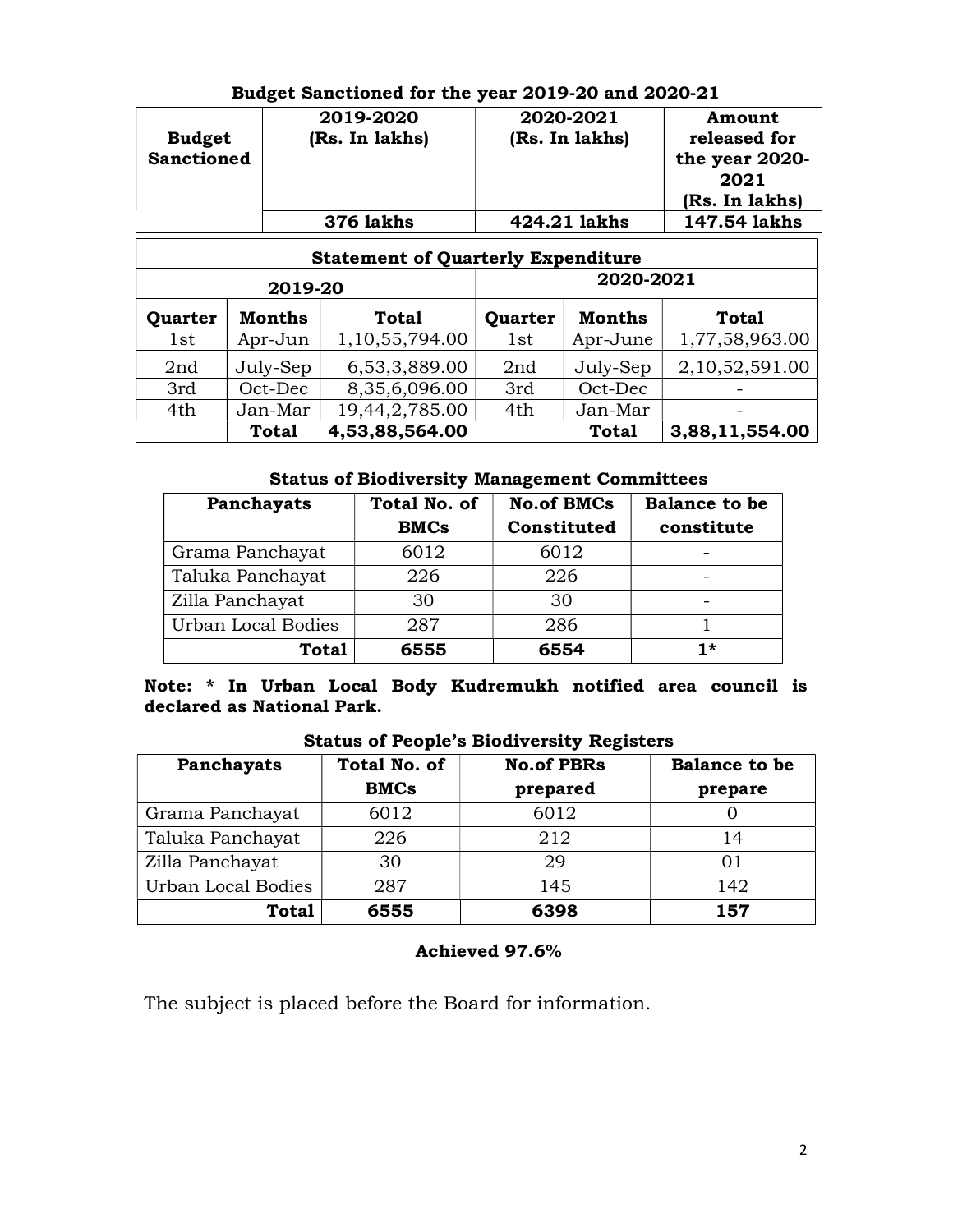**Budget Sanctioned for the year 2019-20 and 2020-21**

| Budget Sanctioned | 2019-2020 (Rs. In lakhs) | 2020-2021 (Rs. In lakhs) | Amount released for the year 2020-2021 (Rs. In lakhs) |
|---|---|---|---|
| | 376 lakhs | 424.21 lakhs | 147.54 lakhs |

**Statement of Quarterly Expenditure**

| 2019-20 | | | 2020-2021 | | |
|---|---|---|---|---|---|
| **Quarter** | **Months** | **Total** | **Quarter** | **Months** | **Total** |
| 1st | Apr-Jun | 1,10,55,794.00 | 1st | Apr-June | 1,77,58,963.00 |
| 2nd | July-Sep | 6,53,3,889.00 | 2nd | July-Sep | 2,10,52,591.00 |
| 3rd | Oct-Dec | 8,35,6,096.00 | 3rd | Oct-Dec | - |
| 4th | Jan-Mar | 19,44,2,785.00 | 4th | Jan-Mar | - |
| | **Total** | **4,53,88,564.00** | | **Total** | **3,88,11,554.00** |

**Status of Biodiversity Management Committees**

| Panchayats | Total No. of BMCs | No.of BMCs Constituted | Balance to be constitute |
|---|---|---|---|
| Grama Panchayat | 6012 | 6012 | - |
| Taluka Panchayat | 226 | 226 | - |
| Zilla Panchayat | 30 | 30 | - |
| Urban Local Bodies | 287 | 286 | 1 |
| **Total** | **6555** | **6554** | **1*** |

**Note: * In Urban Local Body Kudremukh notified area council is declared as National Park.**

**Status of People's Biodiversity Registers**

| Panchayats | Total No. of BMCs | No.of PBRs prepared | Balance to be prepare |
|---|---|---|---|
| Grama Panchayat | 6012 | 6012 | 0 |
| Taluka Panchayat | 226 | 212 | 14 |
| Zilla Panchayat | 30 | 29 | 01 |
| Urban Local Bodies | 287 | 145 | 142 |
| **Total** | **6555** | **6398** | **157** |

**Achieved 97.6%**

The subject is placed before the Board for information.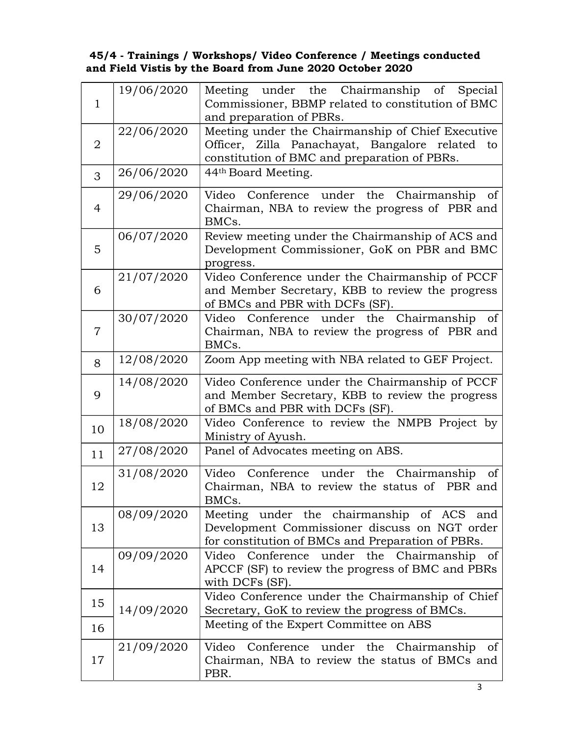**45/4 - Trainings / Workshops/ Video Conference / Meetings conducted and Field Vistis by the Board from June 2020 October 2020**

| | | |
|---|---|---|
| 1 | 19/06/2020 | Meeting under the Chairmanship of Special Commissioner, BBMP related to constitution of BMC and preparation of PBRs. |
| 2 | 22/06/2020 | Meeting under the Chairmanship of Chief Executive Officer, Zilla Panachayat, Bangalore related to constitution of BMC and preparation of PBRs. |
| 3 | 26/06/2020 | 44th Board Meeting. |
| 4 | 29/06/2020 | Video Conference under the Chairmanship of Chairman, NBA to review the progress of PBR and BMCs. |
| 5 | 06/07/2020 | Review meeting under the Chairmanship of ACS and Development Commissioner, GoK on PBR and BMC progress. |
| 6 | 21/07/2020 | Video Conference under the Chairmanship of PCCF and Member Secretary, KBB to review the progress of BMCs and PBR with DCFs (SF). |
| 7 | 30/07/2020 | Video Conference under the Chairmanship of Chairman, NBA to review the progress of PBR and BMCs. |
| 8 | 12/08/2020 | Zoom App meeting with NBA related to GEF Project. |
| 9 | 14/08/2020 | Video Conference under the Chairmanship of PCCF and Member Secretary, KBB to review the progress of BMCs and PBR with DCFs (SF). |
| 10 | 18/08/2020 | Video Conference to review the NMPB Project by Ministry of Ayush. |
| 11 | 27/08/2020 | Panel of Advocates meeting on ABS. |
| 12 | 31/08/2020 | Video Conference under the Chairmanship of Chairman, NBA to review the status of PBR and BMCs. |
| 13 | 08/09/2020 | Meeting under the chairmanship of ACS and Development Commissioner discuss on NGT order for constitution of BMCs and Preparation of PBRs. |
| 14 | 09/09/2020 | Video Conference under the Chairmanship of APCCF (SF) to review the progress of BMC and PBRs with DCFs (SF). |
| 15 | 14/09/2020 | Video Conference under the Chairmanship of Chief Secretary, GoK to review the progress of BMCs. |
| 16 | | Meeting of the Expert Committee on ABS |
| 17 | 21/09/2020 | Video Conference under the Chairmanship of Chairman, NBA to review the status of BMCs and PBR. |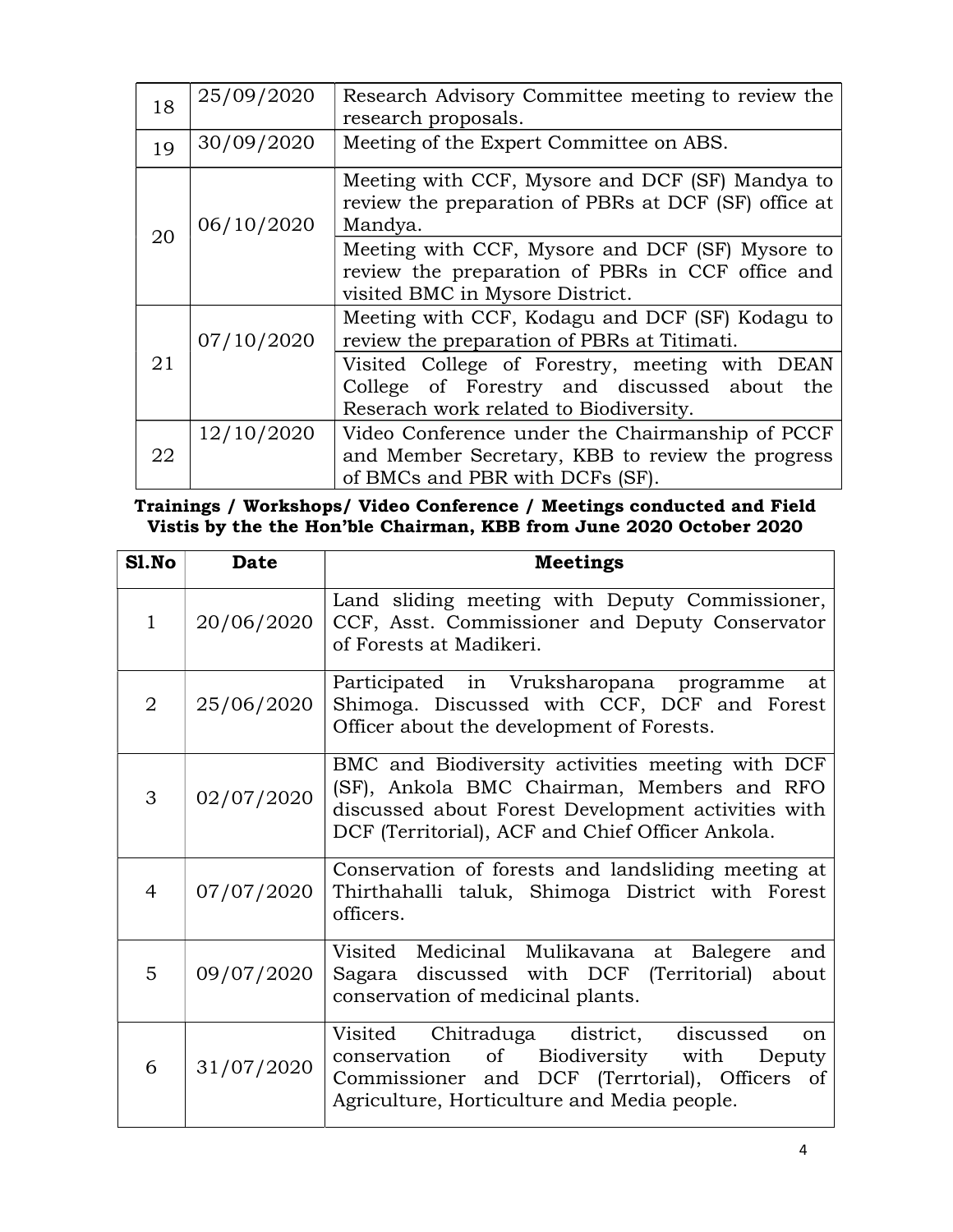| | | |
|---|---|---|
| 18 | 25/09/2020 | Research Advisory Committee meeting to review the research proposals. |
| 19 | 30/09/2020 | Meeting of the Expert Committee on ABS. |
| 20 | 06/10/2020 | Meeting with CCF, Mysore and DCF (SF) Mandya to review the preparation of PBRs at DCF (SF) office at Mandya. |
| | | Meeting with CCF, Mysore and DCF (SF) Mysore to review the preparation of PBRs in CCF office and visited BMC in Mysore District. |
| 21 | 07/10/2020 | Meeting with CCF, Kodagu and DCF (SF) Kodagu to review the preparation of PBRs at Titimati. |
| | | Visited College of Forestry, meeting with DEAN College of Forestry and discussed about the Reserach work related to Biodiversity. |
| 22 | 12/10/2020 | Video Conference under the Chairmanship of PCCF and Member Secretary, KBB to review the progress of BMCs and PBR with DCFs (SF). |

**Trainings / Workshops/ Video Conference / Meetings conducted and Field Vistis by the the Hon'ble Chairman, KBB from June 2020 October 2020**

| Sl.No | Date | Meetings |
|---|---|---|
| 1 | 20/06/2020 | Land sliding meeting with Deputy Commissioner, CCF, Asst. Commissioner and Deputy Conservator of Forests at Madikeri. |
| 2 | 25/06/2020 | Participated in Vruksharopana programme at Shimoga. Discussed with CCF, DCF and Forest Officer about the development of Forests. |
| 3 | 02/07/2020 | BMC and Biodiversity activities meeting with DCF (SF), Ankola BMC Chairman, Members and RFO discussed about Forest Development activities with DCF (Territorial), ACF and Chief Officer Ankola. |
| 4 | 07/07/2020 | Conservation of forests and landsliding meeting at Thirthahalli taluk, Shimoga District with Forest officers. |
| 5 | 09/07/2020 | Visited Medicinal Mulikavana at Balegere and Sagara discussed with DCF (Territorial) about conservation of medicinal plants. |
| 6 | 31/07/2020 | Visited Chitraduga district, discussed on conservation of Biodiversity with Deputy Commissioner and DCF (Terrtorial), Officers of Agriculture, Horticulture and Media people. |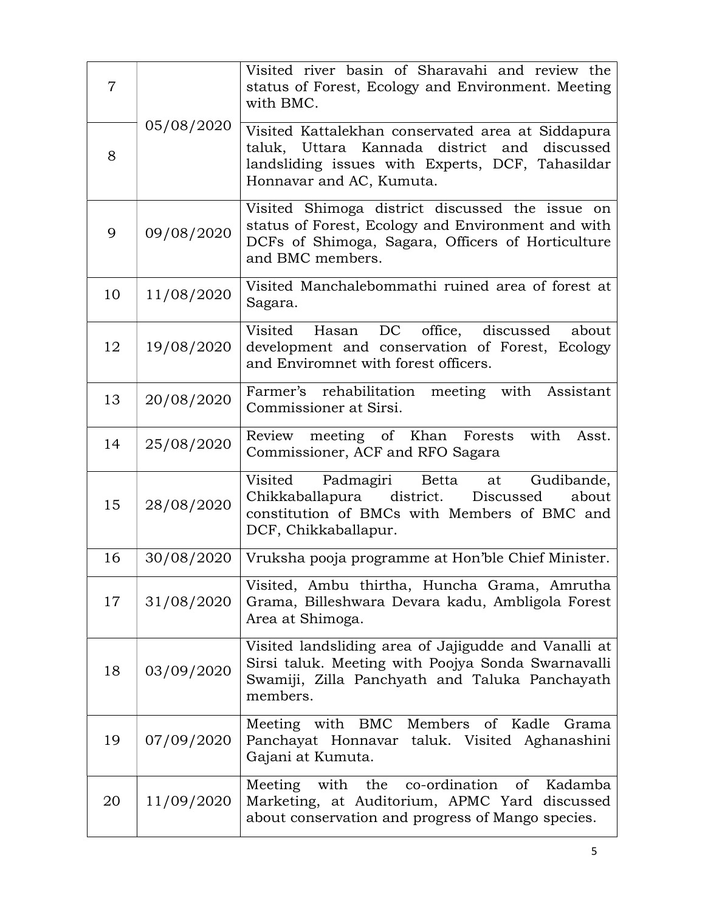| 7 | 05/08/2020 | Visited river basin of Sharavahi and review the status of Forest, Ecology and Environment. Meeting with BMC. |
|---|---|---|
| 8 | | Visited Kattalekhan conservated area at Siddapura taluk, Uttara Kannada district and discussed landsliding issues with Experts, DCF, Tahasildar Honnavar and AC, Kumuta. |
| 9 | 09/08/2020 | Visited Shimoga district discussed the issue on status of Forest, Ecology and Environment and with DCFs of Shimoga, Sagara, Officers of Horticulture and BMC members. |
| 10 | 11/08/2020 | Visited Manchalebommathi ruined area of forest at Sagara. |
| 12 | 19/08/2020 | Visited Hasan DC office, discussed about development and conservation of Forest, Ecology and Enviromnet with forest officers. |
| 13 | 20/08/2020 | Farmer's rehabilitation meeting with Assistant Commissioner at Sirsi. |
| 14 | 25/08/2020 | Review meeting of Khan Forests with Asst. Commissioner, ACF and RFO Sagara |
| 15 | 28/08/2020 | Visited Padmagiri Betta at Gudibande, Chikkaballapura district. Discussed about constitution of BMCs with Members of BMC and DCF, Chikkaballapur. |
| 16 | 30/08/2020 | Vruksha pooja programme at Hon'ble Chief Minister. |
| 17 | 31/08/2020 | Visited, Ambu thirtha, Huncha Grama, Amrutha Grama, Billeshwara Devara kadu, Ambligola Forest Area at Shimoga. |
| 18 | 03/09/2020 | Visited landsliding area of Jajigudde and Vanalli at Sirsi taluk. Meeting with Poojya Sonda Swarnavalli Swamiji, Zilla Panchyath and Taluka Panchayath members. |
| 19 | 07/09/2020 | Meeting with BMC Members of Kadle Grama Panchayat Honnavar taluk. Visited Aghanashini Gajani at Kumuta. |
| 20 | 11/09/2020 | Meeting with the co-ordination of Kadamba Marketing, at Auditorium, APMC Yard discussed about conservation and progress of Mango species. |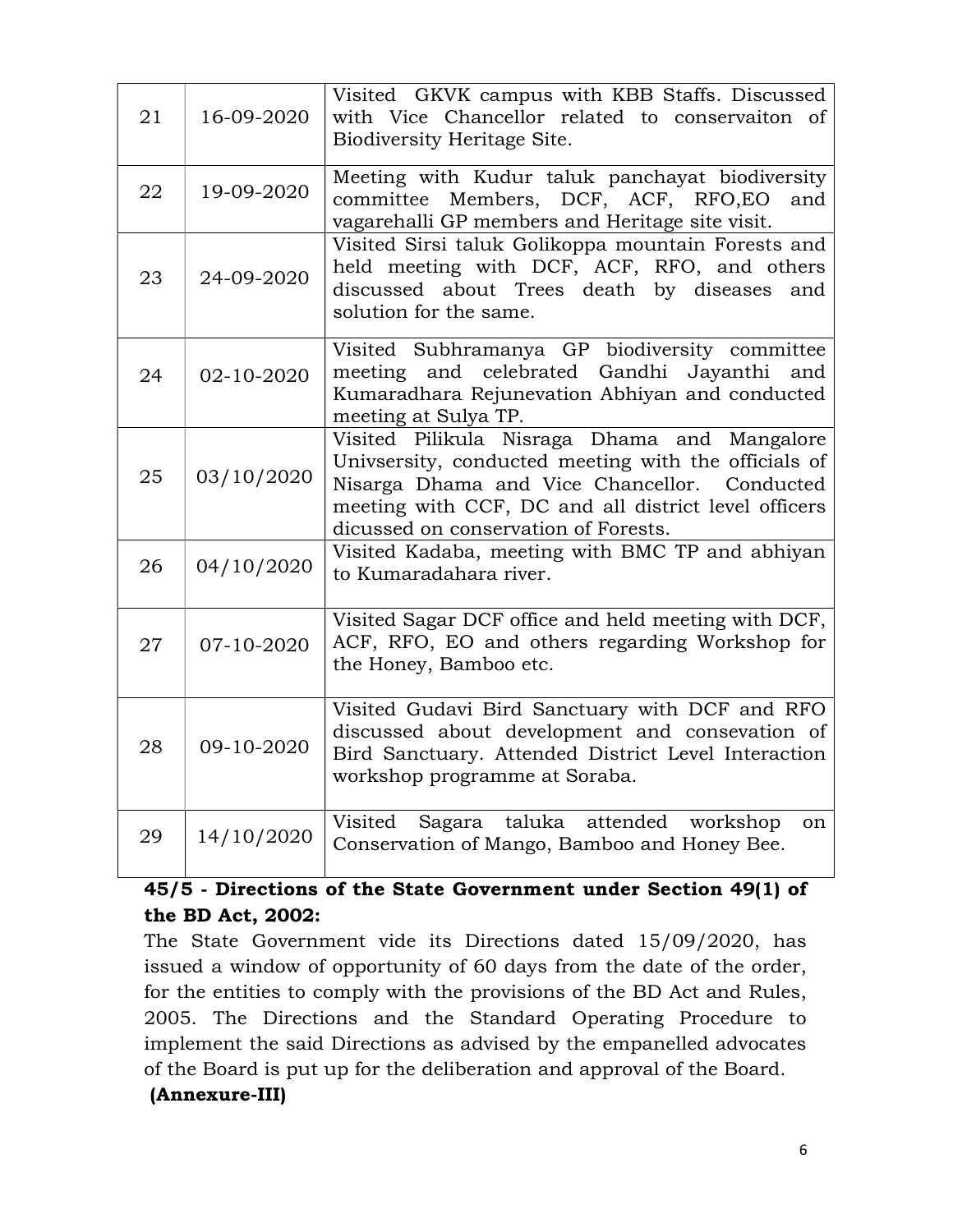| 21 | 16-09-2020 | Visited GKVK campus with KBB Staffs. Discussed with Vice Chancellor related to conservaiton of Biodiversity Heritage Site. |
|---|---|---|
| 22 | 19-09-2020 | Meeting with Kudur taluk panchayat biodiversity committee Members, DCF, ACF, RFO,EO and vagarehalli GP members and Heritage site visit. |
| 23 | 24-09-2020 | Visited Sirsi taluk Golikoppa mountain Forests and held meeting with DCF, ACF, RFO, and others discussed about Trees death by diseases and solution for the same. |
| 24 | 02-10-2020 | Visited Subhramanya GP biodiversity committee meeting and celebrated Gandhi Jayanthi and Kumaradhara Rejunevation Abhiyan and conducted meeting at Sulya TP. |
| 25 | 03/10/2020 | Visited Pilikula Nisraga Dhama and Mangalore Univsersity, conducted meeting with the officials of Nisarga Dhama and Vice Chancellor. Conducted meeting with CCF, DC and all district level officers dicussed on conservation of Forests. |
| 26 | 04/10/2020 | Visited Kadaba, meeting with BMC TP and abhiyan to Kumaradahara river. |
| 27 | 07-10-2020 | Visited Sagar DCF office and held meeting with DCF, ACF, RFO, EO and others regarding Workshop for the Honey, Bamboo etc. |
| 28 | 09-10-2020 | Visited Gudavi Bird Sanctuary with DCF and RFO discussed about development and consevation of Bird Sanctuary. Attended District Level Interaction workshop programme at Soraba. |
| 29 | 14/10/2020 | Visited Sagara taluka attended workshop on Conservation of Mango, Bamboo and Honey Bee. |

**45/5 - Directions of the State Government under Section 49(1) of the BD Act, 2002:**

The State Government vide its Directions dated 15/09/2020, has issued a window of opportunity of 60 days from the date of the order, for the entities to comply with the provisions of the BD Act and Rules, 2005. The Directions and the Standard Operating Procedure to implement the said Directions as advised by the empanelled advocates of the Board is put up for the deliberation and approval of the Board.

**(Annexure-III)**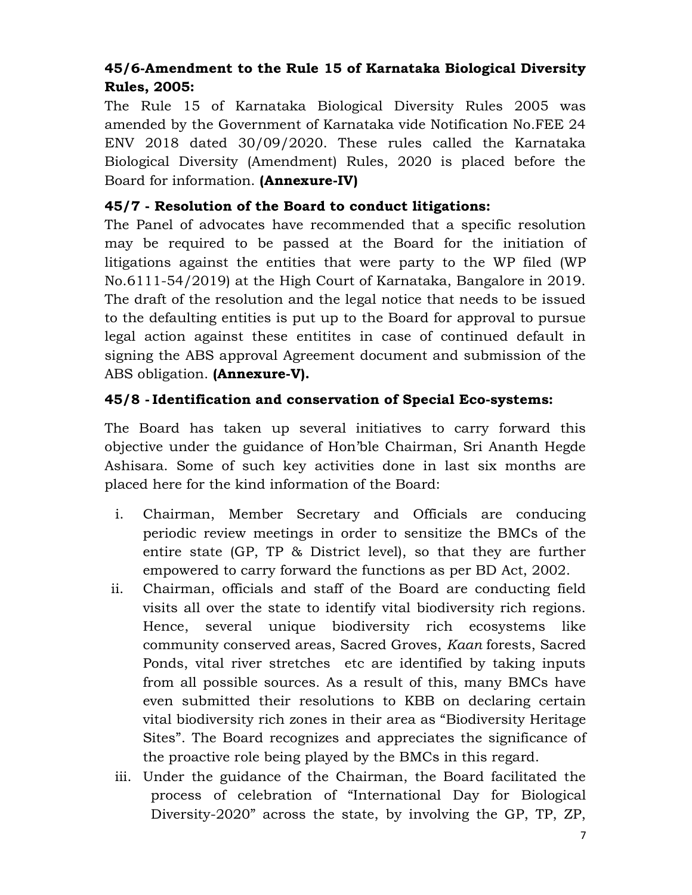**45/6-Amendment to the Rule 15 of Karnataka Biological Diversity Rules, 2005:**

The Rule 15 of Karnataka Biological Diversity Rules 2005 was amended by the Government of Karnataka vide Notification No.FEE 24 ENV 2018 dated 30/09/2020. These rules called the Karnataka Biological Diversity (Amendment) Rules, 2020 is placed before the Board for information. **(Annexure-IV)**

**45/7 - Resolution of the Board to conduct litigations:**

The Panel of advocates have recommended that a specific resolution may be required to be passed at the Board for the initiation of litigations against the entities that were party to the WP filed (WP No.6111-54/2019) at the High Court of Karnataka, Bangalore in 2019. The draft of the resolution and the legal notice that needs to be issued to the defaulting entities is put up to the Board for approval to pursue legal action against these entitites in case of continued default in signing the ABS approval Agreement document and submission of the ABS obligation. **(Annexure-V).**

**45/8 - Identification and conservation of Special Eco-systems:**

The Board has taken up several initiatives to carry forward this objective under the guidance of Hon'ble Chairman, Sri Ananth Hegde Ashisara. Some of such key activities done in last six months are placed here for the kind information of the Board:

i. Chairman, Member Secretary and Officials are conducing periodic review meetings in order to sensitize the BMCs of the entire state (GP, TP & District level), so that they are further empowered to carry forward the functions as per BD Act, 2002.

ii. Chairman, officials and staff of the Board are conducting field visits all over the state to identify vital biodiversity rich regions. Hence, several unique biodiversity rich ecosystems like community conserved areas, Sacred Groves, *Kaan* forests, Sacred Ponds, vital river stretches etc are identified by taking inputs from all possible sources. As a result of this, many BMCs have even submitted their resolutions to KBB on declaring certain vital biodiversity rich zones in their area as "Biodiversity Heritage Sites". The Board recognizes and appreciates the significance of the proactive role being played by the BMCs in this regard.

iii. Under the guidance of the Chairman, the Board facilitated the process of celebration of "International Day for Biological Diversity-2020" across the state, by involving the GP, TP, ZP,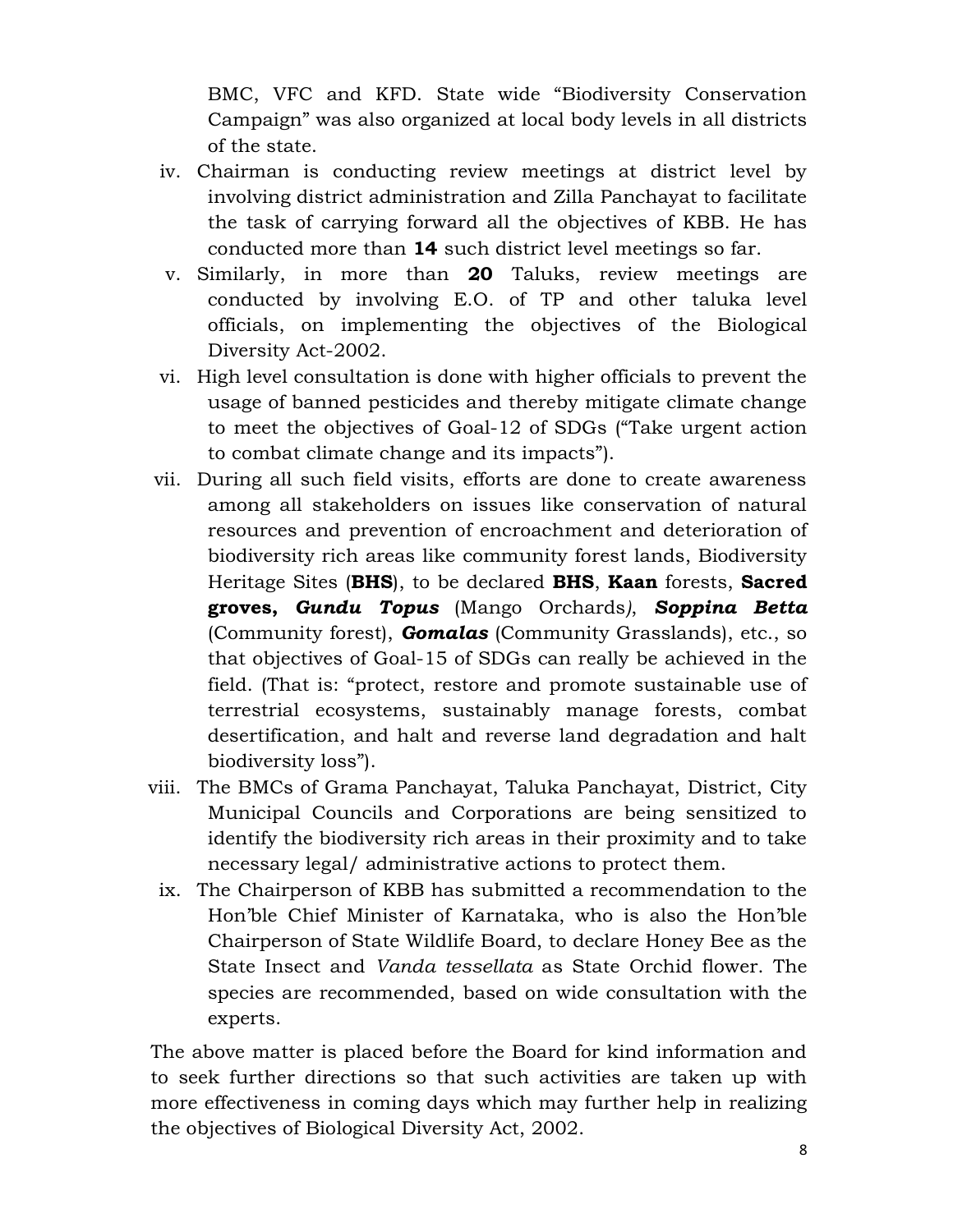BMC, VFC and KFD. State wide "Biodiversity Conservation Campaign" was also organized at local body levels in all districts of the state.

iv. Chairman is conducting review meetings at district level by involving district administration and Zilla Panchayat to facilitate the task of carrying forward all the objectives of KBB. He has conducted more than **14** such district level meetings so far.

v. Similarly, in more than **20** Taluks, review meetings are conducted by involving E.O. of TP and other taluka level officials, on implementing the objectives of the Biological Diversity Act-2002.

vi. High level consultation is done with higher officials to prevent the usage of banned pesticides and thereby mitigate climate change to meet the objectives of Goal-12 of SDGs ("Take urgent action to combat climate change and its impacts").

vii. During all such field visits, efforts are done to create awareness among all stakeholders on issues like conservation of natural resources and prevention of encroachment and deterioration of biodiversity rich areas like community forest lands, Biodiversity Heritage Sites (**BHS**), to be declared **BHS**, **Kaan** forests, **Sacred groves,** ***Gundu Topus*** (Mango Orchards*)*, ***Soppina Betta*** (Community forest), ***Gomalas*** (Community Grasslands), etc., so that objectives of Goal-15 of SDGs can really be achieved in the field. (That is: "protect, restore and promote sustainable use of terrestrial ecosystems, sustainably manage forests, combat desertification, and halt and reverse land degradation and halt biodiversity loss").

viii. The BMCs of Grama Panchayat, Taluka Panchayat, District, City Municipal Councils and Corporations are being sensitized to identify the biodiversity rich areas in their proximity and to take necessary legal/ administrative actions to protect them.

ix. The Chairperson of KBB has submitted a recommendation to the Hon'ble Chief Minister of Karnataka, who is also the Hon'ble Chairperson of State Wildlife Board, to declare Honey Bee as the State Insect and *Vanda tessellata* as State Orchid flower. The species are recommended, based on wide consultation with the experts.

The above matter is placed before the Board for kind information and to seek further directions so that such activities are taken up with more effectiveness in coming days which may further help in realizing the objectives of Biological Diversity Act, 2002.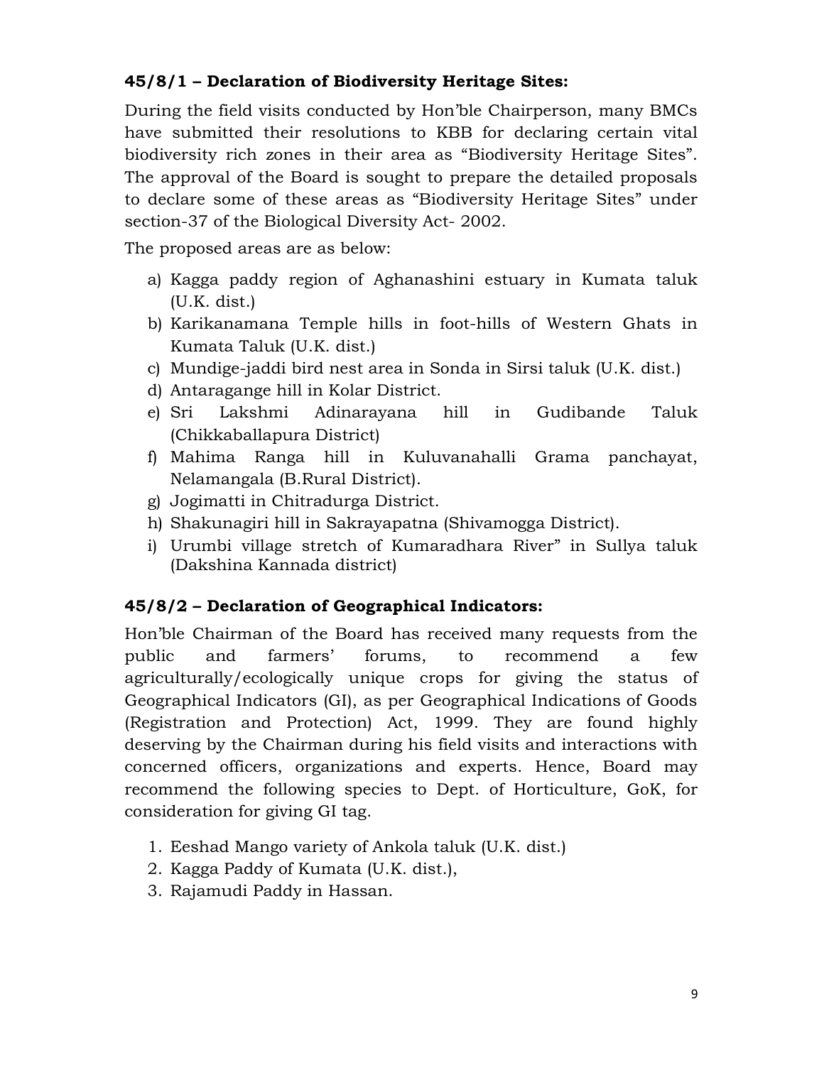**45/8/1 – Declaration of Biodiversity Heritage Sites:**

During the field visits conducted by Hon'ble Chairperson, many BMCs have submitted their resolutions to KBB for declaring certain vital biodiversity rich zones in their area as "Biodiversity Heritage Sites". The approval of the Board is sought to prepare the detailed proposals to declare some of these areas as "Biodiversity Heritage Sites" under section-37 of the Biological Diversity Act- 2002.

The proposed areas are as below:

a) Kagga paddy region of Aghanashini estuary in Kumata taluk (U.K. dist.)
b) Karikanamana Temple hills in foot-hills of Western Ghats in Kumata Taluk (U.K. dist.)
c) Mundige-jaddi bird nest area in Sonda in Sirsi taluk (U.K. dist.)
d) Antaragange hill in Kolar District.
e) Sri Lakshmi Adinarayana hill in Gudibande Taluk (Chikkaballapura District)
f) Mahima Ranga hill in Kuluvanahalli Grama panchayat, Nelamangala (B.Rural District).
g) Jogimatti in Chitradurga District.
h) Shakunagiri hill in Sakrayapatna (Shivamogga District).
i) Urumbi village stretch of Kumaradhara River" in Sullya taluk (Dakshina Kannada district)

**45/8/2 – Declaration of Geographical Indicators:**

Hon'ble Chairman of the Board has received many requests from the public and farmers' forums, to recommend a few agriculturally/ecologically unique crops for giving the status of Geographical Indicators (GI), as per Geographical Indications of Goods (Registration and Protection) Act, 1999. They are found highly deserving by the Chairman during his field visits and interactions with concerned officers, organizations and experts. Hence, Board may recommend the following species to Dept. of Horticulture, GoK, for consideration for giving GI tag.

1. Eeshad Mango variety of Ankola taluk (U.K. dist.)
2. Kagga Paddy of Kumata (U.K. dist.),
3. Rajamudi Paddy in Hassan.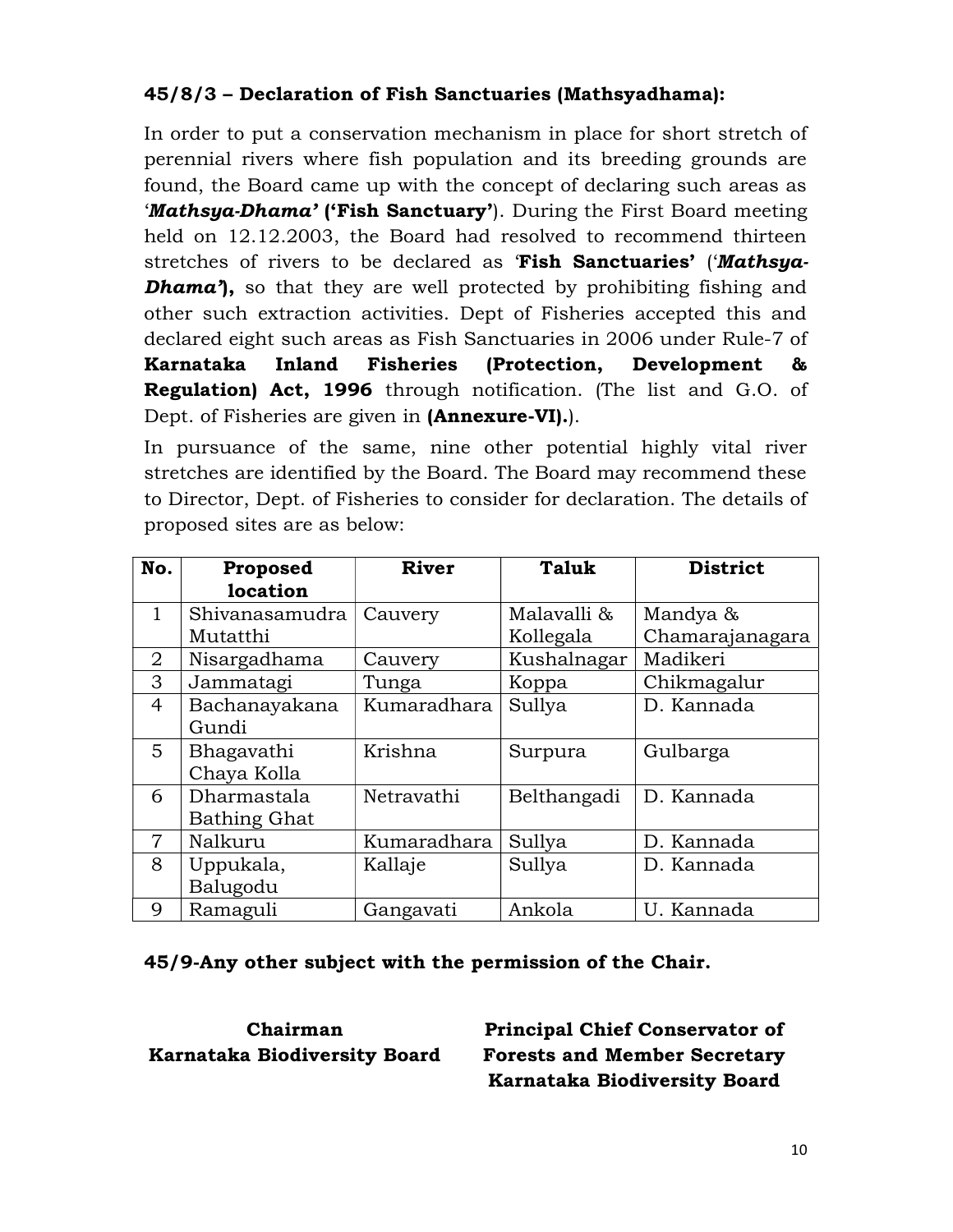### 45/8/3 – Declaration of Fish Sanctuaries (Mathsyadhama):

In order to put a conservation mechanism in place for short stretch of perennial rivers where fish population and its breeding grounds are found, the Board came up with the concept of declaring such areas as '***Mathsya-Dhama'*** **('Fish Sanctuary')**. During the First Board meeting held on 12.12.2003, the Board had resolved to recommend thirteen stretches of rivers to be declared as '**Fish Sanctuaries'** ('***Mathsya-Dhama'*)**, so that they are well protected by prohibiting fishing and other such extraction activities. Dept of Fisheries accepted this and declared eight such areas as Fish Sanctuaries in 2006 under Rule-7 of **Karnataka Inland Fisheries (Protection, Development & Regulation) Act, 1996** through notification. (The list and G.O. of Dept. of Fisheries are given in **(Annexure-VI).**).

In pursuance of the same, nine other potential highly vital river stretches are identified by the Board. The Board may recommend these to Director, Dept. of Fisheries to consider for declaration. The details of proposed sites are as below:

| No. | Proposed location | River | Taluk | District |
|---|---|---|---|---|
| 1 | Shivanasamudra Mutatthi | Cauvery | Malavalli & Kollegala | Mandya & Chamarajanagara |
| 2 | Nisargadhama | Cauvery | Kushalnagar | Madikeri |
| 3 | Jammatagi | Tunga | Koppa | Chikmagalur |
| 4 | Bachanayakana Gundi | Kumaradhara | Sullya | D. Kannada |
| 5 | Bhagavathi Chaya Kolla | Krishna | Surpura | Gulbarga |
| 6 | Dharmastala Bathing Ghat | Netravathi | Belthangadi | D. Kannada |
| 7 | Nalkuru | Kumaradhara | Sullya | D. Kannada |
| 8 | Uppukala, Balugodu | Kallaje | Sullya | D. Kannada |
| 9 | Ramaguli | Gangavati | Ankola | U. Kannada |

### 45/9-Any other subject with the permission of the Chair.

**Chairman**
**Karnataka Biodiversity Board**

**Principal Chief Conservator of Forests and Member Secretary**
**Karnataka Biodiversity Board**